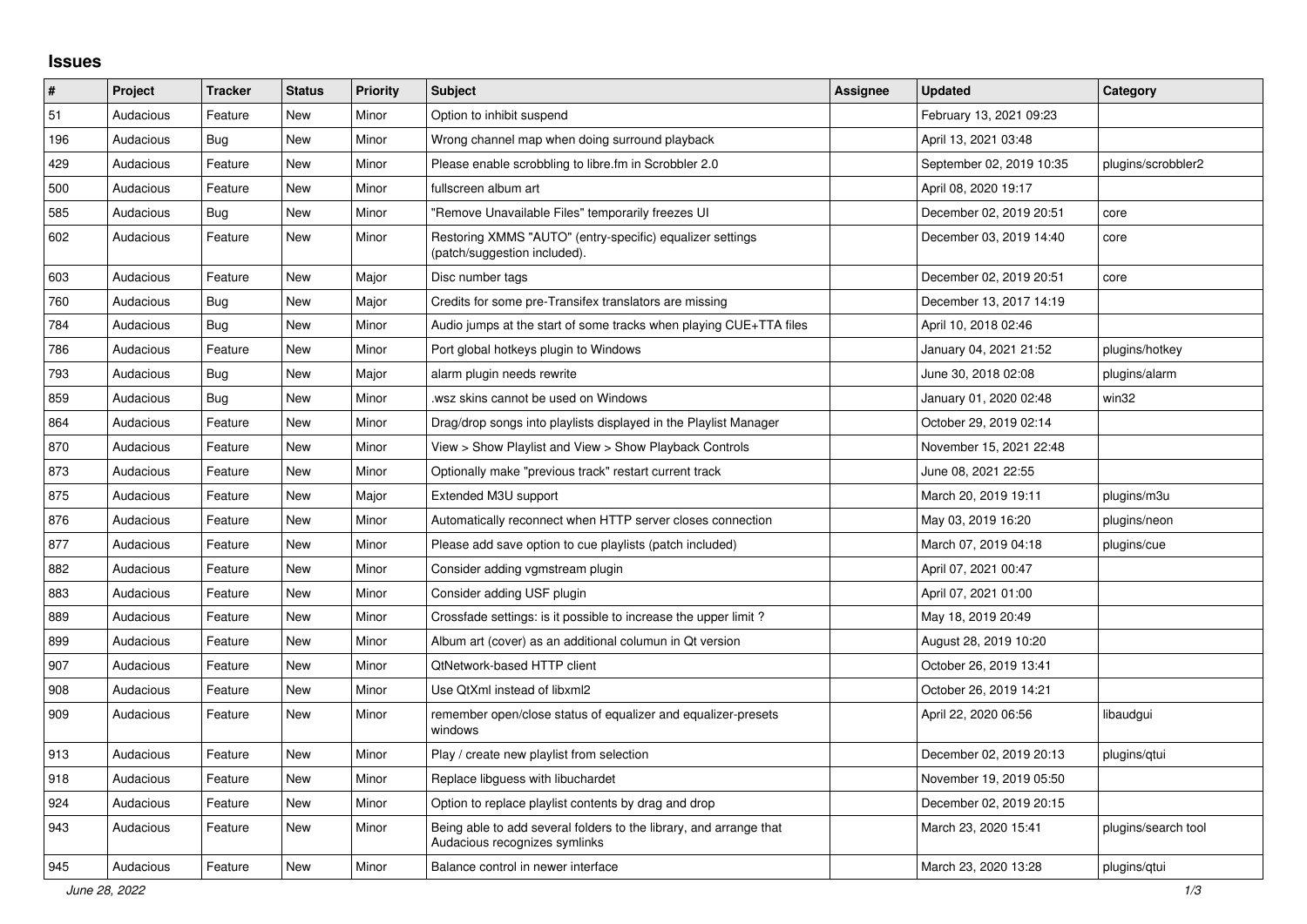## Issues

| # | Project | Tracker | Status | Priority | Subject | Assignee | Updated | Category |
|---|---|---|---|---|---|---|---|---|
| 51 | Audacious | Feature | New | Minor | Option to inhibit suspend | | February 13, 2021 09:23 | |
| 196 | Audacious | Bug | New | Minor | Wrong channel map when doing surround playback | | April 13, 2021 03:48 | |
| 429 | Audacious | Feature | New | Minor | Please enable scrobbling to libre.fm in Scrobbler 2.0 | | September 02, 2019 10:35 | plugins/scrobbler2 |
| 500 | Audacious | Feature | New | Minor | fullscreen album art | | April 08, 2020 19:17 | |
| 585 | Audacious | Bug | New | Minor | "Remove Unavailable Files" temporarily freezes UI | | December 02, 2019 20:51 | core |
| 602 | Audacious | Feature | New | Minor | Restoring XMMS "AUTO" (entry-specific) equalizer settings (patch/suggestion included). | | December 03, 2019 14:40 | core |
| 603 | Audacious | Feature | New | Major | Disc number tags | | December 02, 2019 20:51 | core |
| 760 | Audacious | Bug | New | Major | Credits for some pre-Transifex translators are missing | | December 13, 2017 14:19 | |
| 784 | Audacious | Bug | New | Minor | Audio jumps at the start of some tracks when playing CUE+TTA files | | April 10, 2018 02:46 | |
| 786 | Audacious | Feature | New | Minor | Port global hotkeys plugin to Windows | | January 04, 2021 21:52 | plugins/hotkey |
| 793 | Audacious | Bug | New | Major | alarm plugin needs rewrite | | June 30, 2018 02:08 | plugins/alarm |
| 859 | Audacious | Bug | New | Minor | .wsz skins cannot be used on Windows | | January 01, 2020 02:48 | win32 |
| 864 | Audacious | Feature | New | Minor | Drag/drop songs into playlists displayed in the Playlist Manager | | October 29, 2019 02:14 | |
| 870 | Audacious | Feature | New | Minor | View > Show Playlist and View > Show Playback Controls | | November 15, 2021 22:48 | |
| 873 | Audacious | Feature | New | Minor | Optionally make "previous track" restart current track | | June 08, 2021 22:55 | |
| 875 | Audacious | Feature | New | Major | Extended M3U support | | March 20, 2019 19:11 | plugins/m3u |
| 876 | Audacious | Feature | New | Minor | Automatically reconnect when HTTP server closes connection | | May 03, 2019 16:20 | plugins/neon |
| 877 | Audacious | Feature | New | Minor | Please add save option to cue playlists (patch included) | | March 07, 2019 04:18 | plugins/cue |
| 882 | Audacious | Feature | New | Minor | Consider adding vgmstream plugin | | April 07, 2021 00:47 | |
| 883 | Audacious | Feature | New | Minor | Consider adding USF plugin | | April 07, 2021 01:00 | |
| 889 | Audacious | Feature | New | Minor | Crossfade settings: is it possible to increase the upper limit ? | | May 18, 2019 20:49 | |
| 899 | Audacious | Feature | New | Minor | Album art (cover) as an additional columun in Qt version | | August 28, 2019 10:20 | |
| 907 | Audacious | Feature | New | Minor | QtNetwork-based HTTP client | | October 26, 2019 13:41 | |
| 908 | Audacious | Feature | New | Minor | Use QtXml instead of libxml2 | | October 26, 2019 14:21 | |
| 909 | Audacious | Feature | New | Minor | remember open/close status of equalizer and equalizer-presets windows | | April 22, 2020 06:56 | libaudgui |
| 913 | Audacious | Feature | New | Minor | Play / create new playlist from selection | | December 02, 2019 20:13 | plugins/qtui |
| 918 | Audacious | Feature | New | Minor | Replace libguess with libuchardet | | November 19, 2019 05:50 | |
| 924 | Audacious | Feature | New | Minor | Option to replace playlist contents by drag and drop | | December 02, 2019 20:15 | |
| 943 | Audacious | Feature | New | Minor | Being able to add several folders to the library, and arrange that Audacious recognizes symlinks | | March 23, 2020 15:41 | plugins/search tool |
| 945 | Audacious | Feature | New | Minor | Balance control in newer interface | | March 23, 2020 13:28 | plugins/qtui |

*June 28, 2022*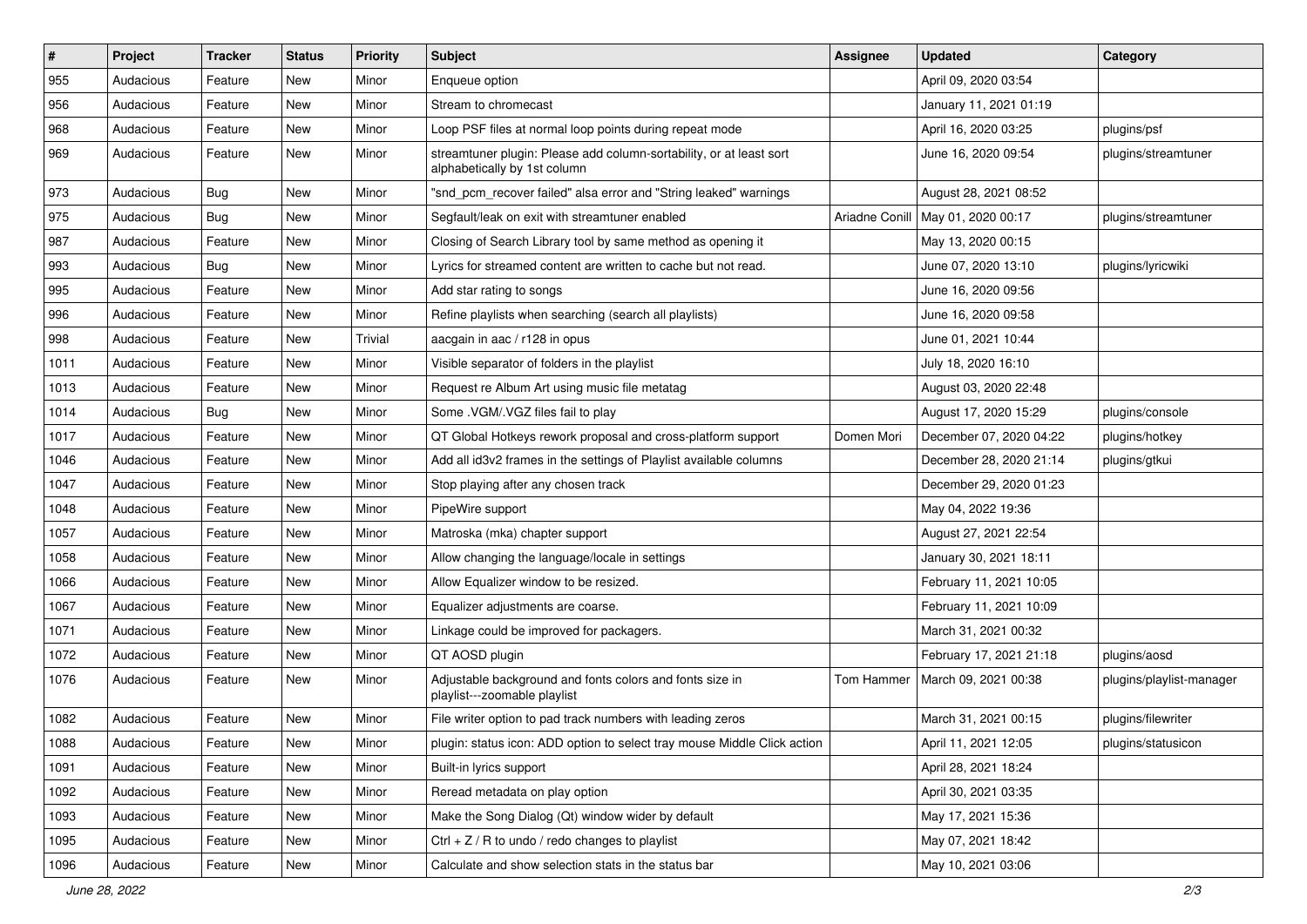| # | Project | Tracker | Status | Priority | Subject | Assignee | Updated | Category |
|---|---|---|---|---|---|---|---|---|
| 955 | Audacious | Feature | New | Minor | Enqueue option | | April 09, 2020 03:54 | |
| 956 | Audacious | Feature | New | Minor | Stream to chromecast | | January 11, 2021 01:19 | |
| 968 | Audacious | Feature | New | Minor | Loop PSF files at normal loop points during repeat mode | | April 16, 2020 03:25 | plugins/psf |
| 969 | Audacious | Feature | New | Minor | streamtuner plugin: Please add column-sortability, or at least sort alphabetically by 1st column | | June 16, 2020 09:54 | plugins/streamtuner |
| 973 | Audacious | Bug | New | Minor | "snd_pcm_recover failed" alsa error and "String leaked" warnings | | August 28, 2021 08:52 | |
| 975 | Audacious | Bug | New | Minor | Segfault/leak on exit with streamtuner enabled | Ariadne Conill | May 01, 2020 00:17 | plugins/streamtuner |
| 987 | Audacious | Feature | New | Minor | Closing of Search Library tool by same method as opening it | | May 13, 2020 00:15 | |
| 993 | Audacious | Bug | New | Minor | Lyrics for streamed content are written to cache but not read. | | June 07, 2020 13:10 | plugins/lyricwiki |
| 995 | Audacious | Feature | New | Minor | Add star rating to songs | | June 16, 2020 09:56 | |
| 996 | Audacious | Feature | New | Minor | Refine playlists when searching (search all playlists) | | June 16, 2020 09:58 | |
| 998 | Audacious | Feature | New | Trivial | aacgain in aac / r128 in opus | | June 01, 2021 10:44 | |
| 1011 | Audacious | Feature | New | Minor | Visible separator of folders in the playlist | | July 18, 2020 16:10 | |
| 1013 | Audacious | Feature | New | Minor | Request re Album Art using music file metatag | | August 03, 2020 22:48 | |
| 1014 | Audacious | Bug | New | Minor | Some .VGM/.VGZ files fail to play | | August 17, 2020 15:29 | plugins/console |
| 1017 | Audacious | Feature | New | Minor | QT Global Hotkeys rework proposal and cross-platform support | Domen Mori | December 07, 2020 04:22 | plugins/hotkey |
| 1046 | Audacious | Feature | New | Minor | Add all id3v2 frames in the settings of Playlist available columns | | December 28, 2020 21:14 | plugins/gtkui |
| 1047 | Audacious | Feature | New | Minor | Stop playing after any chosen track | | December 29, 2020 01:23 | |
| 1048 | Audacious | Feature | New | Minor | PipeWire support | | May 04, 2022 19:36 | |
| 1057 | Audacious | Feature | New | Minor | Matroska (mka) chapter support | | August 27, 2021 22:54 | |
| 1058 | Audacious | Feature | New | Minor | Allow changing the language/locale in settings | | January 30, 2021 18:11 | |
| 1066 | Audacious | Feature | New | Minor | Allow Equalizer window to be resized. | | February 11, 2021 10:05 | |
| 1067 | Audacious | Feature | New | Minor | Equalizer adjustments are coarse. | | February 11, 2021 10:09 | |
| 1071 | Audacious | Feature | New | Minor | Linkage could be improved for packagers. | | March 31, 2021 00:32 | |
| 1072 | Audacious | Feature | New | Minor | QT AOSD plugin | | February 17, 2021 21:18 | plugins/aosd |
| 1076 | Audacious | Feature | New | Minor | Adjustable background and fonts colors and fonts size in playlist---zoomable playlist | Tom Hammer | March 09, 2021 00:38 | plugins/playlist-manager |
| 1082 | Audacious | Feature | New | Minor | File writer option to pad track numbers with leading zeros | | March 31, 2021 00:15 | plugins/filewriter |
| 1088 | Audacious | Feature | New | Minor | plugin: status icon: ADD option to select tray mouse Middle Click action | | April 11, 2021 12:05 | plugins/statusicon |
| 1091 | Audacious | Feature | New | Minor | Built-in lyrics support | | April 28, 2021 18:24 | |
| 1092 | Audacious | Feature | New | Minor | Reread metadata on play option | | April 30, 2021 03:35 | |
| 1093 | Audacious | Feature | New | Minor | Make the Song Dialog (Qt) window wider by default | | May 17, 2021 15:36 | |
| 1095 | Audacious | Feature | New | Minor | Ctrl + Z / R to undo / redo changes to playlist | | May 07, 2021 18:42 | |
| 1096 | Audacious | Feature | New | Minor | Calculate and show selection stats in the status bar | | May 10, 2021 03:06 | |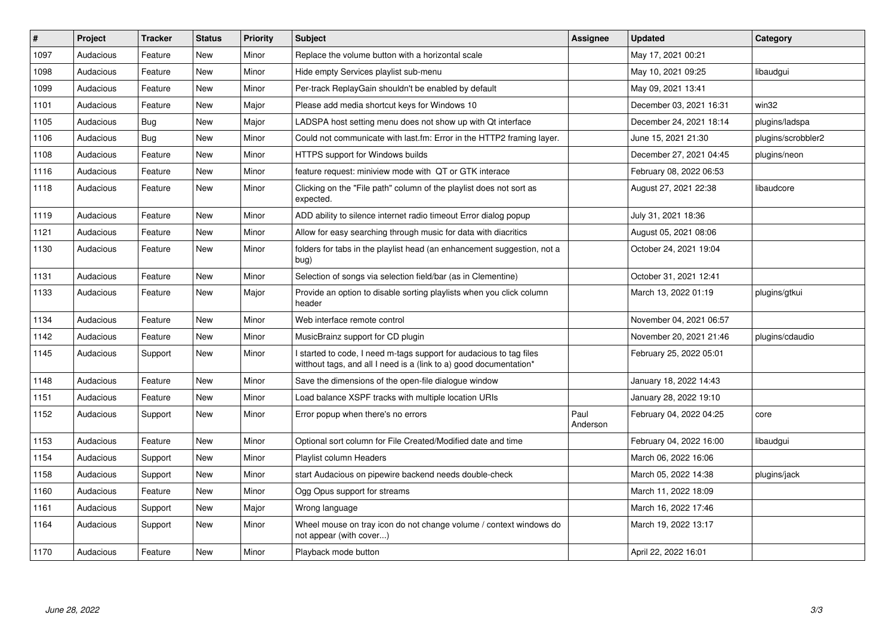| # | Project | Tracker | Status | Priority | Subject | Assignee | Updated | Category |
|---|---|---|---|---|---|---|---|---|
| 1097 | Audacious | Feature | New | Minor | Replace the volume button with a horizontal scale | | May 17, 2021 00:21 | |
| 1098 | Audacious | Feature | New | Minor | Hide empty Services playlist sub-menu | | May 10, 2021 09:25 | libaudgui |
| 1099 | Audacious | Feature | New | Minor | Per-track ReplayGain shouldn't be enabled by default | | May 09, 2021 13:41 | |
| 1101 | Audacious | Feature | New | Major | Please add media shortcut keys for Windows 10 | | December 03, 2021 16:31 | win32 |
| 1105 | Audacious | Bug | New | Major | LADSPA host setting menu does not show up with Qt interface | | December 24, 2021 18:14 | plugins/ladspa |
| 1106 | Audacious | Bug | New | Minor | Could not communicate with last.fm: Error in the HTTP2 framing layer. | | June 15, 2021 21:30 | plugins/scrobbler2 |
| 1108 | Audacious | Feature | New | Minor | HTTPS support for Windows builds | | December 27, 2021 04:45 | plugins/neon |
| 1116 | Audacious | Feature | New | Minor | feature request: miniview mode with QT or GTK interace | | February 08, 2022 06:53 | |
| 1118 | Audacious | Feature | New | Minor | Clicking on the "File path" column of the playlist does not sort as expected. | | August 27, 2021 22:38 | libaudcore |
| 1119 | Audacious | Feature | New | Minor | ADD ability to silence internet radio timeout Error dialog popup | | July 31, 2021 18:36 | |
| 1121 | Audacious | Feature | New | Minor | Allow for easy searching through music for data with diacritics | | August 05, 2021 08:06 | |
| 1130 | Audacious | Feature | New | Minor | folders for tabs in the playlist head (an enhancement suggestion, not a bug) | | October 24, 2021 19:04 | |
| 1131 | Audacious | Feature | New | Minor | Selection of songs via selection field/bar (as in Clementine) | | October 31, 2021 12:41 | |
| 1133 | Audacious | Feature | New | Major | Provide an option to disable sorting playlists when you click column header | | March 13, 2022 01:19 | plugins/gtkui |
| 1134 | Audacious | Feature | New | Minor | Web interface remote control | | November 04, 2021 06:57 | |
| 1142 | Audacious | Feature | New | Minor | MusicBrainz support for CD plugin | | November 20, 2021 21:46 | plugins/cdaudio |
| 1145 | Audacious | Support | New | Minor | I started to code, I need m-tags support for audacious to tag files witthout tags, and all I need is a (link to a) good documentation* | | February 25, 2022 05:01 | |
| 1148 | Audacious | Feature | New | Minor | Save the dimensions of the open-file dialogue window | | January 18, 2022 14:43 | |
| 1151 | Audacious | Feature | New | Minor | Load balance XSPF tracks with multiple location URIs | | January 28, 2022 19:10 | |
| 1152 | Audacious | Support | New | Minor | Error popup when there's no errors | Paul Anderson | February 04, 2022 04:25 | core |
| 1153 | Audacious | Feature | New | Minor | Optional sort column for File Created/Modified date and time | | February 04, 2022 16:00 | libaudgui |
| 1154 | Audacious | Support | New | Minor | Playlist column Headers | | March 06, 2022 16:06 | |
| 1158 | Audacious | Support | New | Minor | start Audacious on pipewire backend needs double-check | | March 05, 2022 14:38 | plugins/jack |
| 1160 | Audacious | Feature | New | Minor | Ogg Opus support for streams | | March 11, 2022 18:09 | |
| 1161 | Audacious | Support | New | Major | Wrong language | | March 16, 2022 17:46 | |
| 1164 | Audacious | Support | New | Minor | Wheel mouse on tray icon do not change volume / context windows do not appear (with cover...) | | March 19, 2022 13:17 | |
| 1170 | Audacious | Feature | New | Minor | Playback mode button | | April 22, 2022 16:01 | |

*June 28, 2022*